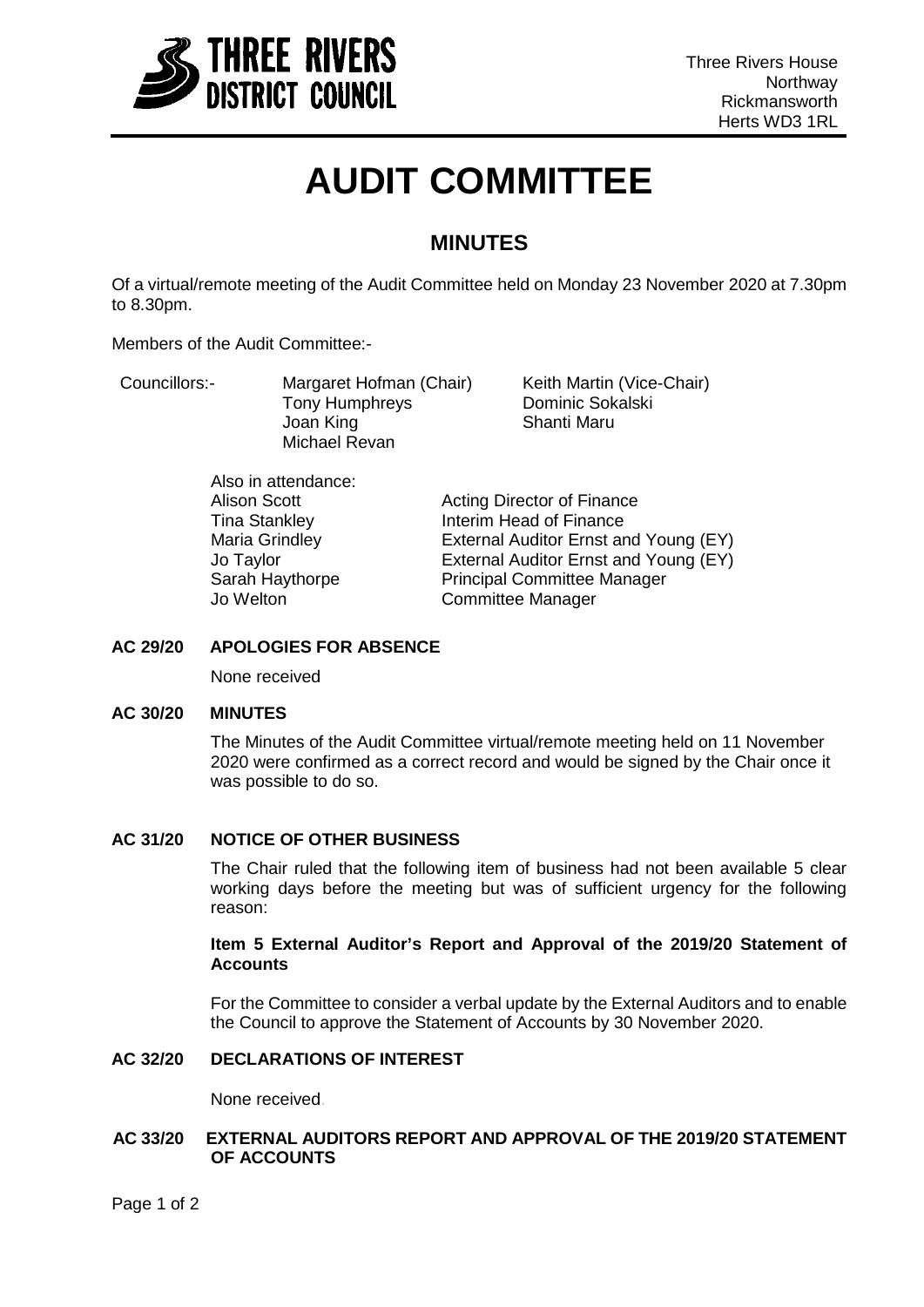THREE RIVERS DISTRICT COUNCIL

Three Rivers House
Northway
Rickmansworth
Herts WD3 1RL

# AUDIT COMMITTEE

## MINUTES

Of a virtual/remote meeting of the Audit Committee held on Monday 23 November 2020 at 7.30pm to 8.30pm.

Members of the Audit Committee:-

Councillors:-

- Margaret Hofman (Chair)
- Keith Martin (Vice-Chair)
- Tony Humphreys
- Dominic Sokalski
- Joan King
- Shanti Maru
- Michael Revan

Also in attendance:

| | |
|---|---|
| Alison Scott | Acting Director of Finance |
| Tina Stankley | Interim Head of Finance |
| Maria Grindley | External Auditor Ernst and Young (EY) |
| Jo Taylor | External Auditor Ernst and Young (EY) |
| Sarah Haythorpe | Principal Committee Manager |
| Jo Welton | Committee Manager |

**AC 29/20 APOLOGIES FOR ABSENCE**

None received

**AC 30/20 MINUTES**

The Minutes of the Audit Committee virtual/remote meeting held on 11 November 2020 were confirmed as a correct record and would be signed by the Chair once it was possible to do so.

**AC 31/20 NOTICE OF OTHER BUSINESS**

The Chair ruled that the following item of business had not been available 5 clear working days before the meeting but was of sufficient urgency for the following reason:

**Item 5 External Auditor's Report and Approval of the 2019/20 Statement of Accounts**

For the Committee to consider a verbal update by the External Auditors and to enable the Council to approve the Statement of Accounts by 30 November 2020.

**AC 32/20 DECLARATIONS OF INTEREST**

None received.

**AC 33/20 EXTERNAL AUDITORS REPORT AND APPROVAL OF THE 2019/20 STATEMENT OF ACCOUNTS**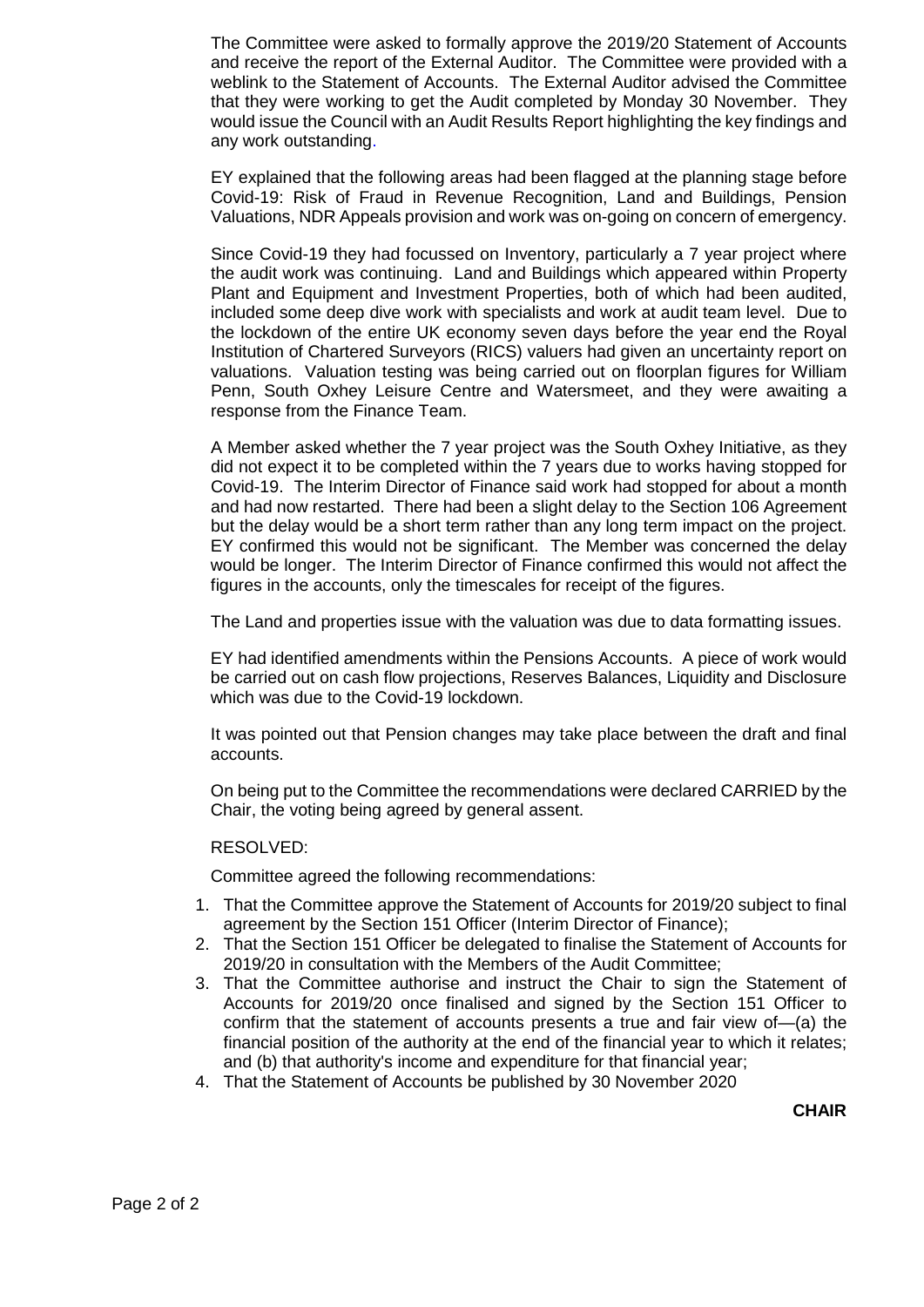The Committee were asked to formally approve the 2019/20 Statement of Accounts and receive the report of the External Auditor. The Committee were provided with a weblink to the Statement of Accounts. The External Auditor advised the Committee that they were working to get the Audit completed by Monday 30 November. They would issue the Council with an Audit Results Report highlighting the key findings and any work outstanding.

EY explained that the following areas had been flagged at the planning stage before Covid-19: Risk of Fraud in Revenue Recognition, Land and Buildings, Pension Valuations, NDR Appeals provision and work was on-going on concern of emergency.

Since Covid-19 they had focussed on Inventory, particularly a 7 year project where the audit work was continuing. Land and Buildings which appeared within Property Plant and Equipment and Investment Properties, both of which had been audited, included some deep dive work with specialists and work at audit team level. Due to the lockdown of the entire UK economy seven days before the year end the Royal Institution of Chartered Surveyors (RICS) valuers had given an uncertainty report on valuations. Valuation testing was being carried out on floorplan figures for William Penn, South Oxhey Leisure Centre and Watersmeet, and they were awaiting a response from the Finance Team.

A Member asked whether the 7 year project was the South Oxhey Initiative, as they did not expect it to be completed within the 7 years due to works having stopped for Covid-19. The Interim Director of Finance said work had stopped for about a month and had now restarted. There had been a slight delay to the Section 106 Agreement but the delay would be a short term rather than any long term impact on the project. EY confirmed this would not be significant. The Member was concerned the delay would be longer. The Interim Director of Finance confirmed this would not affect the figures in the accounts, only the timescales for receipt of the figures.

The Land and properties issue with the valuation was due to data formatting issues.

EY had identified amendments within the Pensions Accounts. A piece of work would be carried out on cash flow projections, Reserves Balances, Liquidity and Disclosure which was due to the Covid-19 lockdown.

It was pointed out that Pension changes may take place between the draft and final accounts.

On being put to the Committee the recommendations were declared CARRIED by the Chair, the voting being agreed by general assent.

RESOLVED:

Committee agreed the following recommendations:

1. That the Committee approve the Statement of Accounts for 2019/20 subject to final agreement by the Section 151 Officer (Interim Director of Finance);
2. That the Section 151 Officer be delegated to finalise the Statement of Accounts for 2019/20 in consultation with the Members of the Audit Committee;
3. That the Committee authorise and instruct the Chair to sign the Statement of Accounts for 2019/20 once finalised and signed by the Section 151 Officer to confirm that the statement of accounts presents a true and fair view of—(a) the financial position of the authority at the end of the financial year to which it relates; and (b) that authority's income and expenditure for that financial year;
4. That the Statement of Accounts be published by 30 November 2020

**CHAIR**